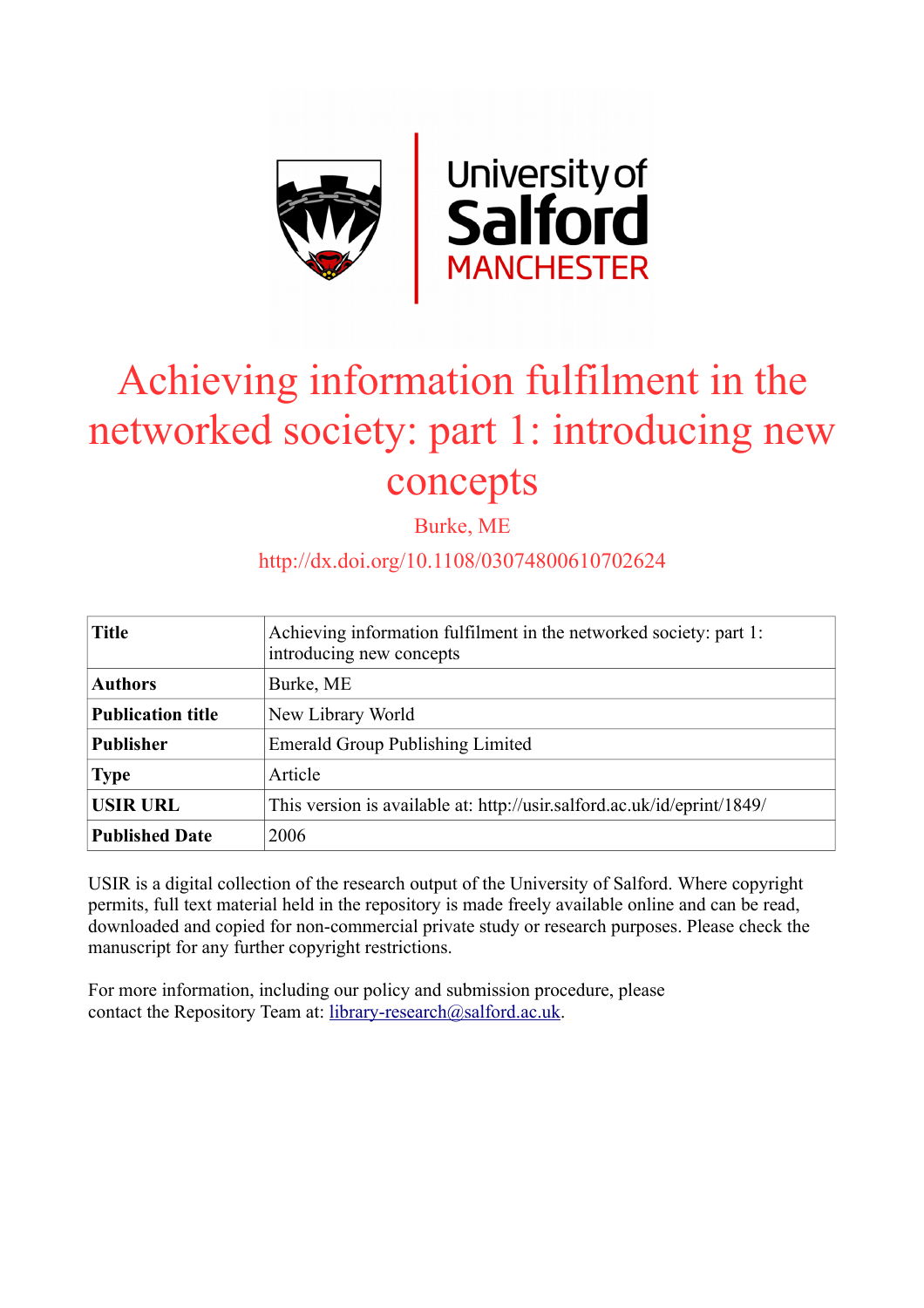# Achieving information fulfilment in the networked society: part 1: introducing new concepts

Burke, ME

http://dx.doi.org/10.1108/03074800610702624

| | |
|---|---|
| **Title** | Achieving information fulfilment in the networked society: part 1: introducing new concepts |
| **Authors** | Burke, ME |
| **Publication title** | New Library World |
| **Publisher** | Emerald Group Publishing Limited |
| **Type** | Article |
| **USIR URL** | This version is available at: http://usir.salford.ac.uk/id/eprint/1849/ |
| **Published Date** | 2006 |

USIR is a digital collection of the research output of the University of Salford. Where copyright permits, full text material held in the repository is made freely available online and can be read, downloaded and copied for non-commercial private study or research purposes. Please check the manuscript for any further copyright restrictions.

For more information, including our policy and submission procedure, please contact the Repository Team at: library-research@salford.ac.uk.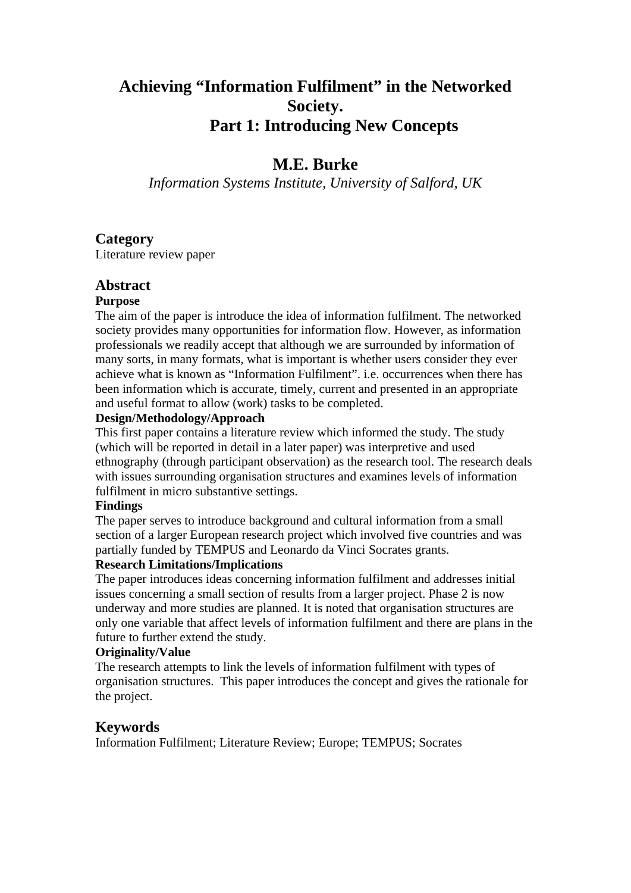# Achieving "Information Fulfilment" in the Networked Society. Part 1: Introducing New Concepts

## M.E. Burke

*Information Systems Institute, University of Salford, UK*

## Category

Literature review paper

## Abstract

**Purpose**

The aim of the paper is introduce the idea of information fulfilment. The networked society provides many opportunities for information flow. However, as information professionals we readily accept that although we are surrounded by information of many sorts, in many formats, what is important is whether users consider they ever achieve what is known as "Information Fulfilment". i.e. occurrences when there has been information which is accurate, timely, current and presented in an appropriate and useful format to allow (work) tasks to be completed.

**Design/Methodology/Approach**

This first paper contains a literature review which informed the study. The study (which will be reported in detail in a later paper) was interpretive and used ethnography (through participant observation) as the research tool. The research deals with issues surrounding organisation structures and examines levels of information fulfilment in micro substantive settings.

**Findings**

The paper serves to introduce background and cultural information from a small section of a larger European research project which involved five countries and was partially funded by TEMPUS and Leonardo da Vinci Socrates grants.

**Research Limitations/Implications**

The paper introduces ideas concerning information fulfilment and addresses initial issues concerning a small section of results from a larger project. Phase 2 is now underway and more studies are planned. It is noted that organisation structures are only one variable that affect levels of information fulfilment and there are plans in the future to further extend the study.

**Originality/Value**

The research attempts to link the levels of information fulfilment with types of organisation structures. This paper introduces the concept and gives the rationale for the project.

## Keywords

Information Fulfilment; Literature Review; Europe; TEMPUS; Socrates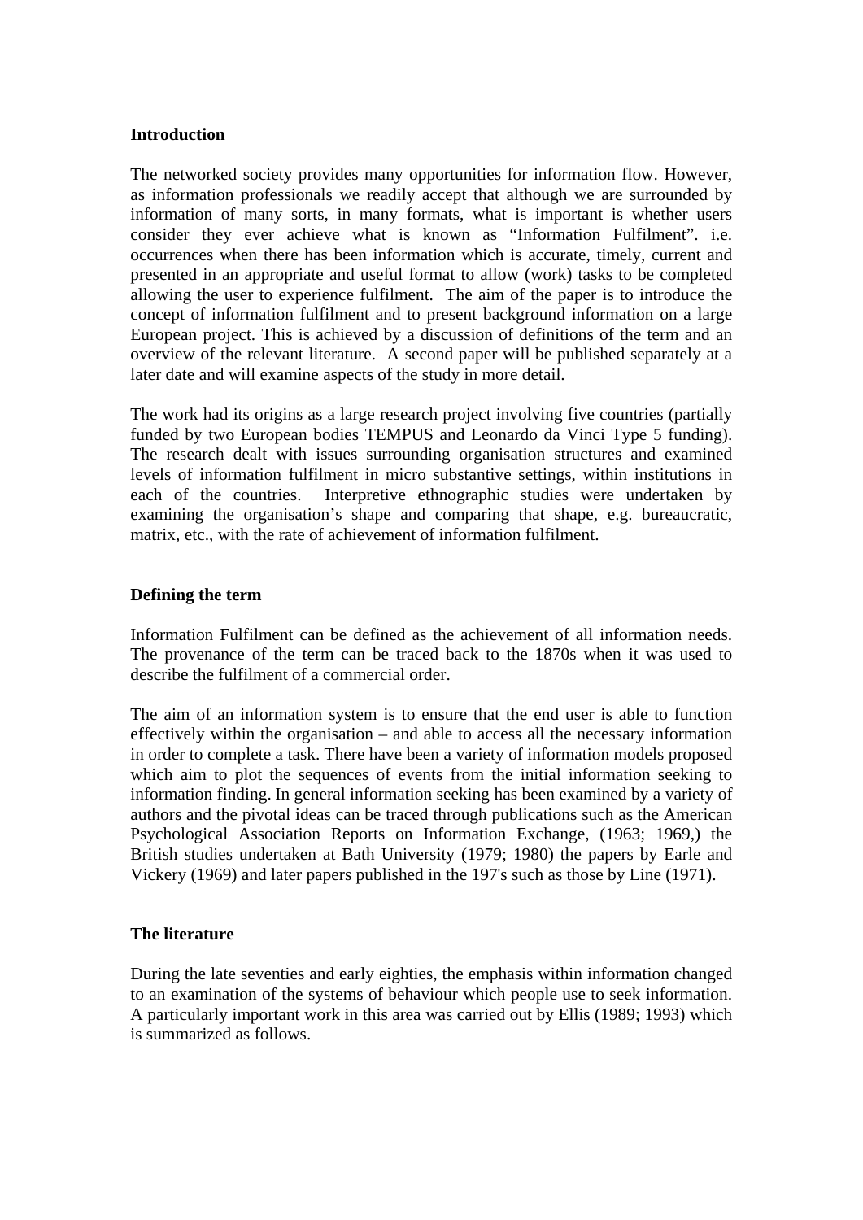**Introduction**

The networked society provides many opportunities for information flow. However, as information professionals we readily accept that although we are surrounded by information of many sorts, in many formats, what is important is whether users consider they ever achieve what is known as "Information Fulfilment". i.e. occurrences when there has been information which is accurate, timely, current and presented in an appropriate and useful format to allow (work) tasks to be completed allowing the user to experience fulfilment. The aim of the paper is to introduce the concept of information fulfilment and to present background information on a large European project. This is achieved by a discussion of definitions of the term and an overview of the relevant literature. A second paper will be published separately at a later date and will examine aspects of the study in more detail.

The work had its origins as a large research project involving five countries (partially funded by two European bodies TEMPUS and Leonardo da Vinci Type 5 funding). The research dealt with issues surrounding organisation structures and examined levels of information fulfilment in micro substantive settings, within institutions in each of the countries. Interpretive ethnographic studies were undertaken by examining the organisation's shape and comparing that shape, e.g. bureaucratic, matrix, etc., with the rate of achievement of information fulfilment.

**Defining the term**

Information Fulfilment can be defined as the achievement of all information needs. The provenance of the term can be traced back to the 1870s when it was used to describe the fulfilment of a commercial order.

The aim of an information system is to ensure that the end user is able to function effectively within the organisation – and able to access all the necessary information in order to complete a task. There have been a variety of information models proposed which aim to plot the sequences of events from the initial information seeking to information finding. In general information seeking has been examined by a variety of authors and the pivotal ideas can be traced through publications such as the American Psychological Association Reports on Information Exchange, (1963; 1969,) the British studies undertaken at Bath University (1979; 1980) the papers by Earle and Vickery (1969) and later papers published in the 197's such as those by Line (1971).

**The literature**

During the late seventies and early eighties, the emphasis within information changed to an examination of the systems of behaviour which people use to seek information. A particularly important work in this area was carried out by Ellis (1989; 1993) which is summarized as follows.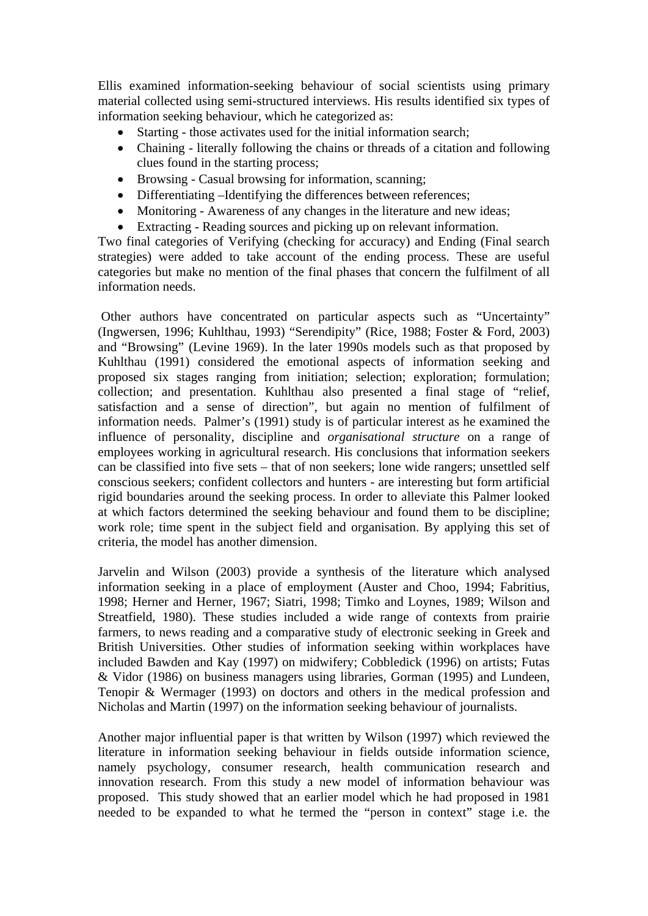Ellis examined information-seeking behaviour of social scientists using primary material collected using semi-structured interviews. His results identified six types of information seeking behaviour, which he categorized as:

- Starting - those activates used for the initial information search;
- Chaining - literally following the chains or threads of a citation and following clues found in the starting process;
- Browsing - Casual browsing for information, scanning;
- Differentiating –Identifying the differences between references;
- Monitoring - Awareness of any changes in the literature and new ideas;
- Extracting - Reading sources and picking up on relevant information.

Two final categories of Verifying (checking for accuracy) and Ending (Final search strategies) were added to take account of the ending process. These are useful categories but make no mention of the final phases that concern the fulfilment of all information needs.

Other authors have concentrated on particular aspects such as "Uncertainty" (Ingwersen, 1996; Kuhlthau, 1993) "Serendipity" (Rice, 1988; Foster & Ford, 2003) and "Browsing" (Levine 1969). In the later 1990s models such as that proposed by Kuhlthau (1991) considered the emotional aspects of information seeking and proposed six stages ranging from initiation; selection; exploration; formulation; collection; and presentation. Kuhlthau also presented a final stage of "relief, satisfaction and a sense of direction", but again no mention of fulfilment of information needs. Palmer's (1991) study is of particular interest as he examined the influence of personality, discipline and *organisational structure* on a range of employees working in agricultural research. His conclusions that information seekers can be classified into five sets – that of non seekers; lone wide rangers; unsettled self conscious seekers; confident collectors and hunters - are interesting but form artificial rigid boundaries around the seeking process. In order to alleviate this Palmer looked at which factors determined the seeking behaviour and found them to be discipline; work role; time spent in the subject field and organisation. By applying this set of criteria, the model has another dimension.

Jarvelin and Wilson (2003) provide a synthesis of the literature which analysed information seeking in a place of employment (Auster and Choo, 1994; Fabritius, 1998; Herner and Herner, 1967; Siatri, 1998; Timko and Loynes, 1989; Wilson and Streatfield, 1980). These studies included a wide range of contexts from prairie farmers, to news reading and a comparative study of electronic seeking in Greek and British Universities. Other studies of information seeking within workplaces have included Bawden and Kay (1997) on midwifery; Cobbledick (1996) on artists; Futas & Vidor (1986) on business managers using libraries, Gorman (1995) and Lundeen, Tenopir & Wermager (1993) on doctors and others in the medical profession and Nicholas and Martin (1997) on the information seeking behaviour of journalists.

Another major influential paper is that written by Wilson (1997) which reviewed the literature in information seeking behaviour in fields outside information science, namely psychology, consumer research, health communication research and innovation research. From this study a new model of information behaviour was proposed. This study showed that an earlier model which he had proposed in 1981 needed to be expanded to what he termed the "person in context" stage i.e. the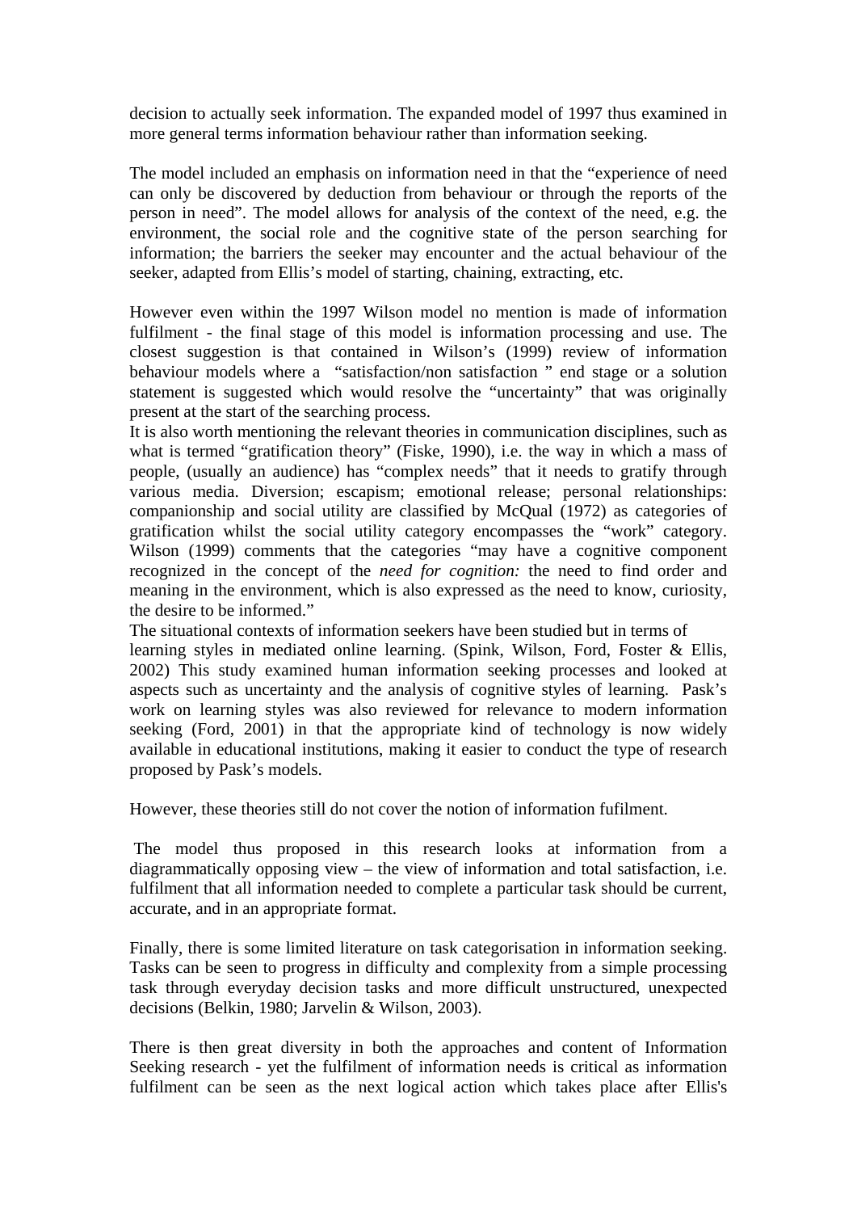decision to actually seek information. The expanded model of 1997 thus examined in more general terms information behaviour rather than information seeking.

The model included an emphasis on information need in that the "experience of need can only be discovered by deduction from behaviour or through the reports of the person in need". The model allows for analysis of the context of the need, e.g. the environment, the social role and the cognitive state of the person searching for information; the barriers the seeker may encounter and the actual behaviour of the seeker, adapted from Ellis's model of starting, chaining, extracting, etc.

However even within the 1997 Wilson model no mention is made of information fulfilment - the final stage of this model is information processing and use. The closest suggestion is that contained in Wilson's (1999) review of information behaviour models where a "satisfaction/non satisfaction " end stage or a solution statement is suggested which would resolve the "uncertainty" that was originally present at the start of the searching process.
It is also worth mentioning the relevant theories in communication disciplines, such as what is termed "gratification theory" (Fiske, 1990), i.e. the way in which a mass of people, (usually an audience) has "complex needs" that it needs to gratify through various media. Diversion; escapism; emotional release; personal relationships: companionship and social utility are classified by McQual (1972) as categories of gratification whilst the social utility category encompasses the "work" category. Wilson (1999) comments that the categories "may have a cognitive component recognized in the concept of the *need for cognition:* the need to find order and meaning in the environment, which is also expressed as the need to know, curiosity, the desire to be informed."
The situational contexts of information seekers have been studied but in terms of learning styles in mediated online learning. (Spink, Wilson, Ford, Foster & Ellis, 2002) This study examined human information seeking processes and looked at aspects such as uncertainty and the analysis of cognitive styles of learning. Pask's work on learning styles was also reviewed for relevance to modern information seeking (Ford, 2001) in that the appropriate kind of technology is now widely available in educational institutions, making it easier to conduct the type of research proposed by Pask's models.

However, these theories still do not cover the notion of information fufilment.

The model thus proposed in this research looks at information from a diagrammatically opposing view – the view of information and total satisfaction, i.e. fulfilment that all information needed to complete a particular task should be current, accurate, and in an appropriate format.

Finally, there is some limited literature on task categorisation in information seeking. Tasks can be seen to progress in difficulty and complexity from a simple processing task through everyday decision tasks and more difficult unstructured, unexpected decisions (Belkin, 1980; Jarvelin & Wilson, 2003).

There is then great diversity in both the approaches and content of Information Seeking research - yet the fulfilment of information needs is critical as information fulfilment can be seen as the next logical action which takes place after Ellis's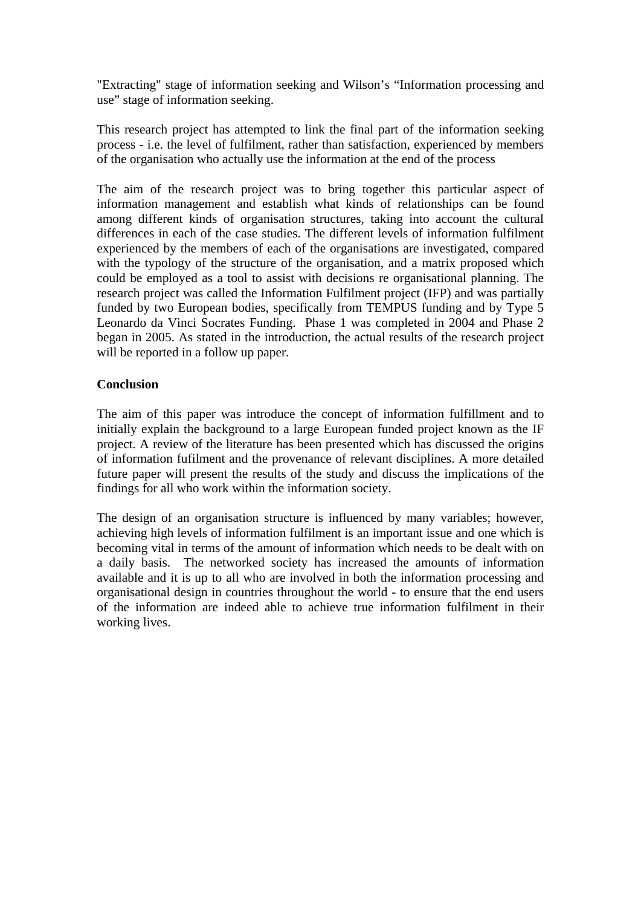"Extracting" stage of information seeking and Wilson's "Information processing and use" stage of information seeking.

This research project has attempted to link the final part of the information seeking process - i.e. the level of fulfilment, rather than satisfaction, experienced by members of the organisation who actually use the information at the end of the process

The aim of the research project was to bring together this particular aspect of information management and establish what kinds of relationships can be found among different kinds of organisation structures, taking into account the cultural differences in each of the case studies. The different levels of information fulfilment experienced by the members of each of the organisations are investigated, compared with the typology of the structure of the organisation, and a matrix proposed which could be employed as a tool to assist with decisions re organisational planning. The research project was called the Information Fulfilment project (IFP) and was partially funded by two European bodies, specifically from TEMPUS funding and by Type 5 Leonardo da Vinci Socrates Funding. Phase 1 was completed in 2004 and Phase 2 began in 2005. As stated in the introduction, the actual results of the research project will be reported in a follow up paper.

**Conclusion**

The aim of this paper was introduce the concept of information fulfillment and to initially explain the background to a large European funded project known as the IF project. A review of the literature has been presented which has discussed the origins of information fufilment and the provenance of relevant disciplines. A more detailed future paper will present the results of the study and discuss the implications of the findings for all who work within the information society.

The design of an organisation structure is influenced by many variables; however, achieving high levels of information fulfilment is an important issue and one which is becoming vital in terms of the amount of information which needs to be dealt with on a daily basis. The networked society has increased the amounts of information available and it is up to all who are involved in both the information processing and organisational design in countries throughout the world - to ensure that the end users of the information are indeed able to achieve true information fulfilment in their working lives.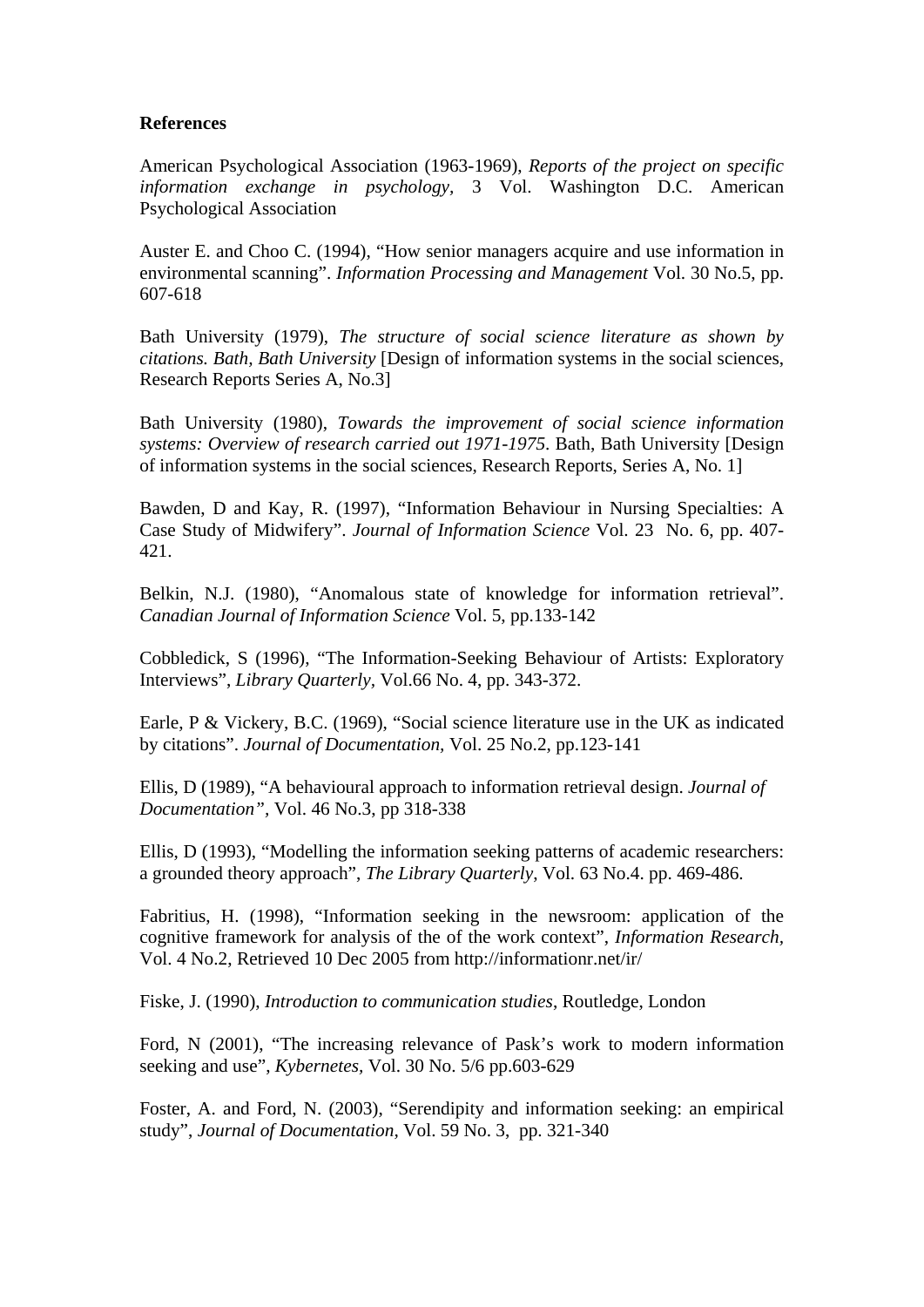**References**

American Psychological Association (1963-1969), *Reports of the project on specific information exchange in psychology*, 3 Vol. Washington D.C. American Psychological Association

Auster E. and Choo C. (1994), "How senior managers acquire and use information in environmental scanning". *Information Processing and Management* Vol. 30 No.5, pp. 607-618

Bath University (1979), *The structure of social science literature as shown by citations. Bath, Bath University* [Design of information systems in the social sciences, Research Reports Series A, No.3]

Bath University (1980), *Towards the improvement of social science information systems: Overview of research carried out 1971-1975*. Bath, Bath University [Design of information systems in the social sciences, Research Reports, Series A, No. 1]

Bawden, D and Kay, R. (1997), "Information Behaviour in Nursing Specialties: A Case Study of Midwifery". *Journal of Information Science* Vol. 23 No. 6, pp. 407-421.

Belkin, N.J. (1980), "Anomalous state of knowledge for information retrieval". *Canadian Journal of Information Science* Vol. 5, pp.133-142

Cobbledick, S (1996), "The Information-Seeking Behaviour of Artists: Exploratory Interviews", *Library Quarterly*, Vol.66 No. 4, pp. 343-372.

Earle, P & Vickery, B.C. (1969), "Social science literature use in the UK as indicated by citations". *Journal of Documentation,* Vol. 25 No.2, pp.123-141

Ellis, D (1989), "A behavioural approach to information retrieval design. *Journal of Documentation"*, Vol. 46 No.3, pp 318-338

Ellis, D (1993), "Modelling the information seeking patterns of academic researchers: a grounded theory approach", *The Library Quarterly*, Vol. 63 No.4. pp. 469-486.

Fabritius, H. (1998), "Information seeking in the newsroom: application of the cognitive framework for analysis of the of the work context", *Information Research*, Vol. 4 No.2, Retrieved 10 Dec 2005 from http://informationr.net/ir/

Fiske, J. (1990), *Introduction to communication studies*, Routledge, London

Ford, N (2001), "The increasing relevance of Pask's work to modern information seeking and use", *Kybernetes*, Vol. 30 No. 5/6 pp.603-629

Foster, A. and Ford, N. (2003), "Serendipity and information seeking: an empirical study", *Journal of Documentation,* Vol. 59 No. 3, pp. 321-340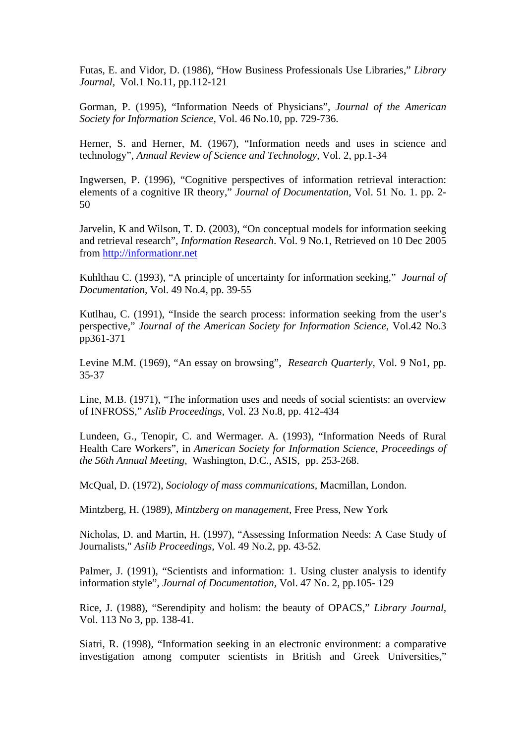Futas, E. and Vidor, D. (1986), “How Business Professionals Use Libraries,” *Library Journal*, Vol.1 No.11, pp.112-121

Gorman, P. (1995), “Information Needs of Physicians”, *Journal of the American Society for Information Science,* Vol. 46 No.10, pp. 729-736.

Herner, S. and Herner, M. (1967), “Information needs and uses in science and technology”, *Annual Review of Science and Technology*, Vol. 2, pp.1-34

Ingwersen, P. (1996), “Cognitive perspectives of information retrieval interaction: elements of a cognitive IR theory,” *Journal of Documentation,* Vol. 51 No. 1. pp. 2-50

Jarvelin, K and Wilson, T. D. (2003), “On conceptual models for information seeking and retrieval research”, *Information Research*. Vol. 9 No.1, Retrieved on 10 Dec 2005 from http://informationr.net

Kuhlthau C. (1993), “A principle of uncertainty for information seeking,” *Journal of Documentation,* Vol. 49 No.4, pp. 39-55

Kutlhau, C. (1991), “Inside the search process: information seeking from the user’s perspective,” *Journal of the American Society for Information Science,* Vol.42 No.3 pp361-371

Levine M.M. (1969), “An essay on browsing”, *Research Quarterly*, Vol. 9 No1, pp. 35-37

Line, M.B. (1971), “The information uses and needs of social scientists: an overview of INFROSS,” *Aslib Proceedings*, Vol. 23 No.8, pp. 412-434

Lundeen, G., Tenopir, C. and Wermager. A. (1993), “Information Needs of Rural Health Care Workers”, in *American Society for Information Science, Proceedings of the 56th Annual Meeting,* Washington, D.C., ASIS, pp. 253-268.

McQual, D. (1972), *Sociology of mass communications,* Macmillan, London.

Mintzberg, H. (1989), *Mintzberg on management*, Free Press, New York

Nicholas, D. and Martin, H. (1997), “Assessing Information Needs: A Case Study of Journalists," *Aslib Proceedings,* Vol. 49 No.2, pp. 43-52.

Palmer, J. (1991), “Scientists and information: 1. Using cluster analysis to identify information style”, *Journal of Documentation,* Vol. 47 No. 2, pp.105- 129

Rice, J. (1988), “Serendipity and holism: the beauty of OPACS,” *Library Journal,* Vol. 113 No 3, pp. 138-41.

Siatri, R. (1998), “Information seeking in an electronic environment: a comparative investigation among computer scientists in British and Greek Universities,”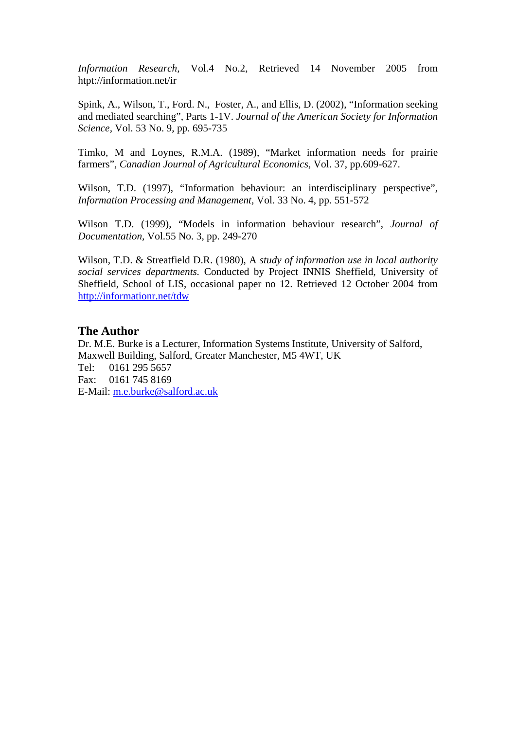*Information Research*, Vol.4 No.2, Retrieved 14 November 2005 from htpt://information.net/ir

Spink, A., Wilson, T., Ford. N., Foster, A., and Ellis, D. (2002), "Information seeking and mediated searching", Parts 1-1V. *Journal of the American Society for Information Science*, Vol. 53 No. 9, pp. 695-735

Timko, M and Loynes, R.M.A. (1989), "Market information needs for prairie farmers", *Canadian Journal of Agricultural Economics*, Vol. 37, pp.609-627.

Wilson, T.D. (1997), "Information behaviour: an interdisciplinary perspective", *Information Processing and Management*, Vol. 33 No. 4, pp. 551-572

Wilson T.D. (1999), "Models in information behaviour research", *Journal of Documentation*, Vol.55 No. 3, pp. 249-270

Wilson, T.D. & Streatfield D.R. (1980), A *study of information use in local authority social services departments*. Conducted by Project INNIS Sheffield, University of Sheffield, School of LIS, occasional paper no 12. Retrieved 12 October 2004 from http://informationr.net/tdw

## The Author

Dr. M.E. Burke is a Lecturer, Information Systems Institute, University of Salford, Maxwell Building, Salford, Greater Manchester, M5 4WT, UK
Tel: 0161 295 5657
Fax: 0161 745 8169
E-Mail: m.e.burke@salford.ac.uk